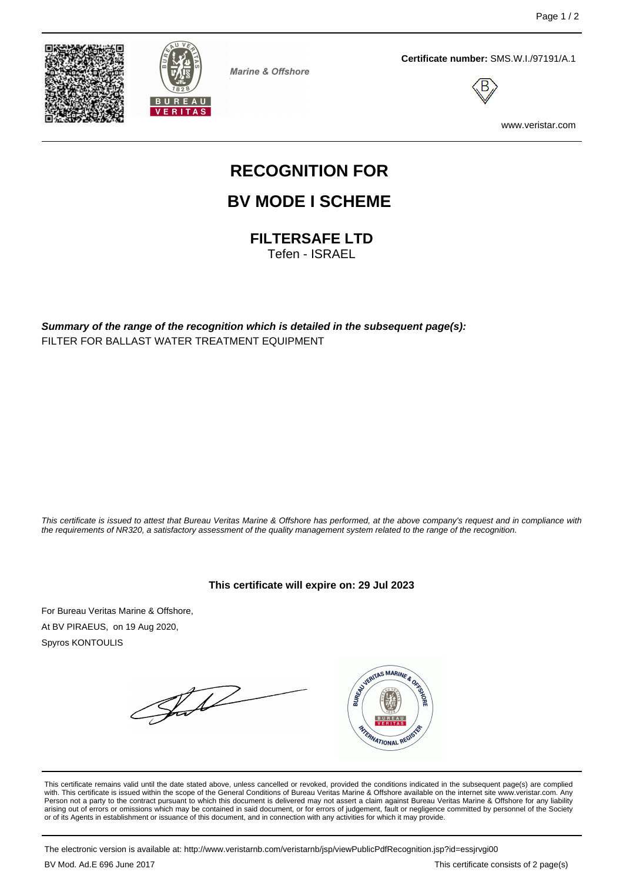Marine & Offshore

**Certificate number:** SMS.W.I./97191/A.1

www.veristar.com

# RECOGNITION FOR

# BV MODE I SCHEME

## FILTERSAFE LTD

Tefen - ISRAEL

***Summary of the range of the recognition which is detailed in the subsequent page(s):***

FILTER FOR BALLAST WATER TREATMENT EQUIPMENT

*This certificate is issued to attest that Bureau Veritas Marine & Offshore has performed, at the above company's request and in compliance with the requirements of NR320, a satisfactory assessment of the quality management system related to the range of the recognition.*

**This certificate will expire on: 29 Jul 2023**

For Bureau Veritas Marine & Offshore,
At BV PIRAEUS, on 19 Aug 2020,
Spyros KONTOULIS

This certificate remains valid until the date stated above, unless cancelled or revoked, provided the conditions indicated in the subsequent page(s) are complied with. This certificate is issued within the scope of the General Conditions of Bureau Veritas Marine & Offshore available on the internet site www.veristar.com. Any Person not a party to the contract pursuant to which this document is delivered may not assert a claim against Bureau Veritas Marine & Offshore for any liability arising out of errors or omissions which may be contained in said document, or for errors of judgement, fault or negligence committed by personnel of the Society or of its Agents in establishment or issuance of this document, and in connection with any activities for which it may provide.

The electronic version is available at: http://www.veristarnb.com/veristarnb/jsp/viewPublicPdfRecognition.jsp?id=essjrvgi00

BV Mod. Ad.E 696 June 2017

This certificate consists of 2 page(s)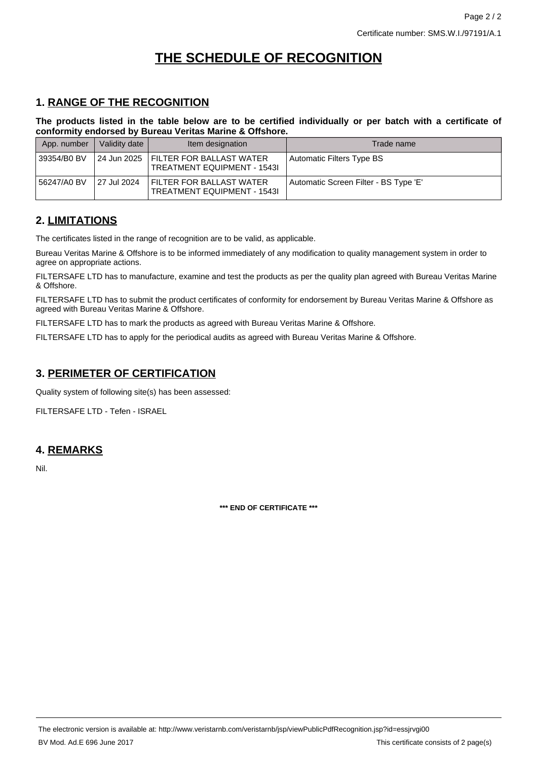Certificate number: SMS.W.I./97191/A.1

# THE SCHEDULE OF RECOGNITION

## 1. RANGE OF THE RECOGNITION

**The products listed in the table below are to be certified individually or per batch with a certificate of conformity endorsed by Bureau Veritas Marine & Offshore.**

| App. number | Validity date | Item designation | Trade name |
|---|---|---|---|
| 39354/B0 BV | 24 Jun 2025 | FILTER FOR BALLAST WATER TREATMENT EQUIPMENT - 1543I | Automatic Filters Type BS |
| 56247/A0 BV | 27 Jul 2024 | FILTER FOR BALLAST WATER TREATMENT EQUIPMENT - 1543I | Automatic Screen Filter - BS Type 'E' |

## 2. LIMITATIONS

The certificates listed in the range of recognition are to be valid, as applicable.

Bureau Veritas Marine & Offshore is to be informed immediately of any modification to quality management system in order to agree on appropriate actions.

FILTERSAFE LTD has to manufacture, examine and test the products as per the quality plan agreed with Bureau Veritas Marine & Offshore.

FILTERSAFE LTD has to submit the product certificates of conformity for endorsement by Bureau Veritas Marine & Offshore as agreed with Bureau Veritas Marine & Offshore.

FILTERSAFE LTD has to mark the products as agreed with Bureau Veritas Marine & Offshore.

FILTERSAFE LTD has to apply for the periodical audits as agreed with Bureau Veritas Marine & Offshore.

## 3. PERIMETER OF CERTIFICATION

Quality system of following site(s) has been assessed:

FILTERSAFE LTD - Tefen - ISRAEL

## 4. REMARKS

Nil.

**\*\*\* END OF CERTIFICATE \*\*\***

The electronic version is available at: http://www.veristarnb.com/veristarnb/jsp/viewPublicPdfRecognition.jsp?id=essjrvgi00

BV Mod. Ad.E 696 June 2017

This certificate consists of 2 page(s)